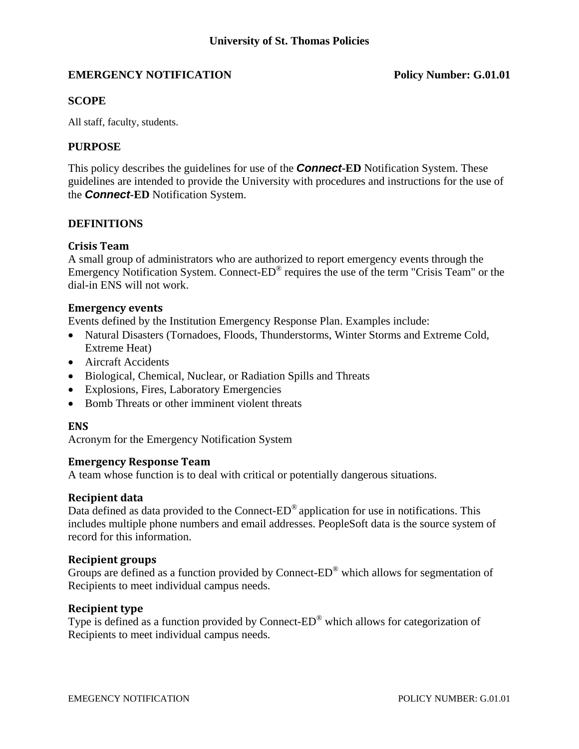# University of St. Thomas Policies

**EMERGENCY NOTIFICATION** **Policy Number: G.01.01**

## SCOPE

All staff, faculty, students.

## PURPOSE

This policy describes the guidelines for use of the ***Connect*-ED** Notification System. These guidelines are intended to provide the University with procedures and instructions for the use of the ***Connect*-ED** Notification System.

## DEFINITIONS

### Crisis Team

A small group of administrators who are authorized to report emergency events through the Emergency Notification System. Connect-ED® requires the use of the term "Crisis Team" or the dial-in ENS will not work.

### Emergency events

Events defined by the Institution Emergency Response Plan. Examples include:

- Natural Disasters (Tornadoes, Floods, Thunderstorms, Winter Storms and Extreme Cold, Extreme Heat)
- Aircraft Accidents
- Biological, Chemical, Nuclear, or Radiation Spills and Threats
- Explosions, Fires, Laboratory Emergencies
- Bomb Threats or other imminent violent threats

### ENS

Acronym for the Emergency Notification System

### Emergency Response Team

A team whose function is to deal with critical or potentially dangerous situations.

### Recipient data

Data defined as data provided to the Connect-ED® application for use in notifications. This includes multiple phone numbers and email addresses. PeopleSoft data is the source system of record for this information.

### Recipient groups

Groups are defined as a function provided by Connect-ED® which allows for segmentation of Recipients to meet individual campus needs.

### Recipient type

Type is defined as a function provided by Connect-ED® which allows for categorization of Recipients to meet individual campus needs.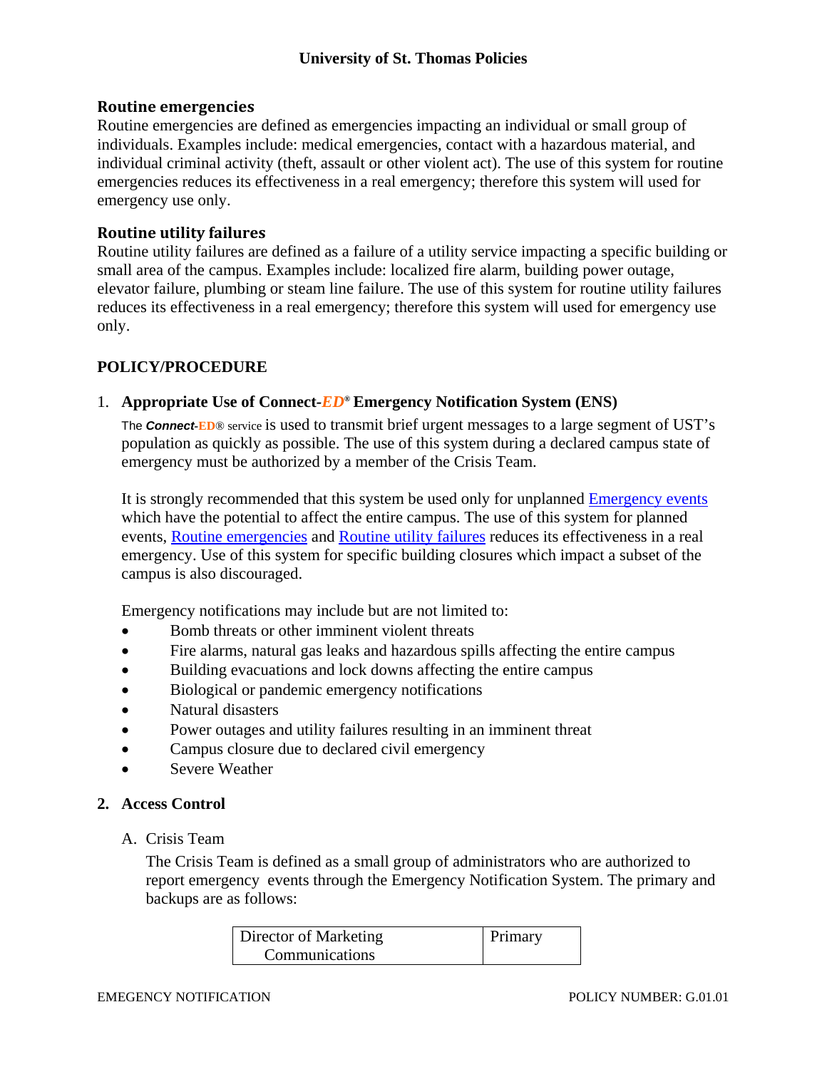### Routine emergencies

Routine emergencies are defined as emergencies impacting an individual or small group of individuals. Examples include: medical emergencies, contact with a hazardous material, and individual criminal activity (theft, assault or other violent act). The use of this system for routine emergencies reduces its effectiveness in a real emergency; therefore this system will used for emergency use only.

### Routine utility failures

Routine utility failures are defined as a failure of a utility service impacting a specific building or small area of the campus. Examples include: localized fire alarm, building power outage, elevator failure, plumbing or steam line failure. The use of this system for routine utility failures reduces its effectiveness in a real emergency; therefore this system will used for emergency use only.

## POLICY/PROCEDURE

1. **Appropriate Use of Connect-*ED*® Emergency Notification System (ENS)**

   The ***Connect*-ED®** service is used to transmit brief urgent messages to a large segment of UST's population as quickly as possible. The use of this system during a declared campus state of emergency must be authorized by a member of the Crisis Team.

   It is strongly recommended that this system be used only for unplanned Emergency events which have the potential to affect the entire campus. The use of this system for planned events, Routine emergencies and Routine utility failures reduces its effectiveness in a real emergency. Use of this system for specific building closures which impact a subset of the campus is also discouraged.

   Emergency notifications may include but are not limited to:

   - Bomb threats or other imminent violent threats
   - Fire alarms, natural gas leaks and hazardous spills affecting the entire campus
   - Building evacuations and lock downs affecting the entire campus
   - Biological or pandemic emergency notifications
   - Natural disasters
   - Power outages and utility failures resulting in an imminent threat
   - Campus closure due to declared civil emergency
   - Severe Weather

2. **Access Control**

   A. Crisis Team

   The Crisis Team is defined as a small group of administrators who are authorized to report emergency events through the Emergency Notification System. The primary and backups are as follows:

| | |
|---|---|
| Director of Marketing Communications | Primary |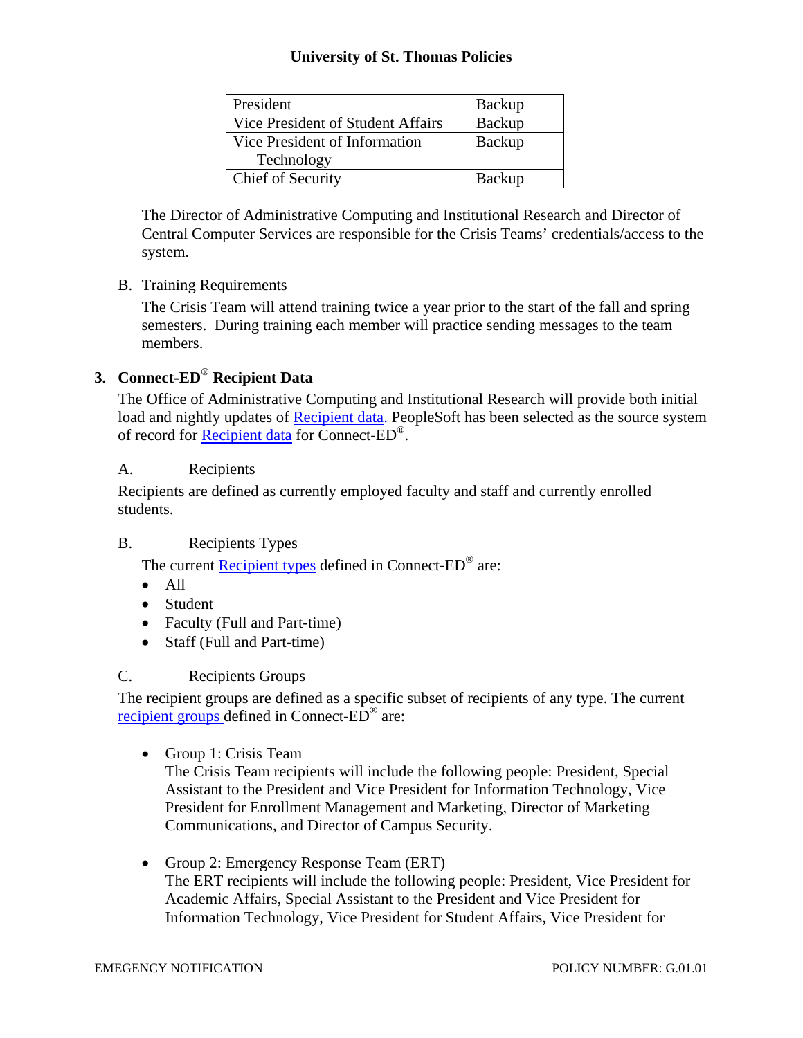| President | Backup |
| --- | --- |
| Vice President of Student Affairs | Backup |
| Vice President of Information Technology | Backup |
| Chief of Security | Backup |

The Director of Administrative Computing and Institutional Research and Director of Central Computer Services are responsible for the Crisis Teams' credentials/access to the system.

B. Training Requirements

The Crisis Team will attend training twice a year prior to the start of the fall and spring semesters. During training each member will practice sending messages to the team members.

## 3. Connect-ED® Recipient Data

The Office of Administrative Computing and Institutional Research will provide both initial load and nightly updates of Recipient data. PeopleSoft has been selected as the source system of record for Recipient data for Connect-ED®.

A. Recipients

Recipients are defined as currently employed faculty and staff and currently enrolled students.

B. Recipients Types

The current Recipient types defined in Connect-ED® are:

- All
- Student
- Faculty (Full and Part-time)
- Staff (Full and Part-time)

C. Recipients Groups

The recipient groups are defined as a specific subset of recipients of any type. The current recipient groups defined in Connect-ED® are:

- Group 1: Crisis Team
  The Crisis Team recipients will include the following people: President, Special Assistant to the President and Vice President for Information Technology, Vice President for Enrollment Management and Marketing, Director of Marketing Communications, and Director of Campus Security.

- Group 2: Emergency Response Team (ERT)
  The ERT recipients will include the following people: President, Vice President for Academic Affairs, Special Assistant to the President and Vice President for Information Technology, Vice President for Student Affairs, Vice President for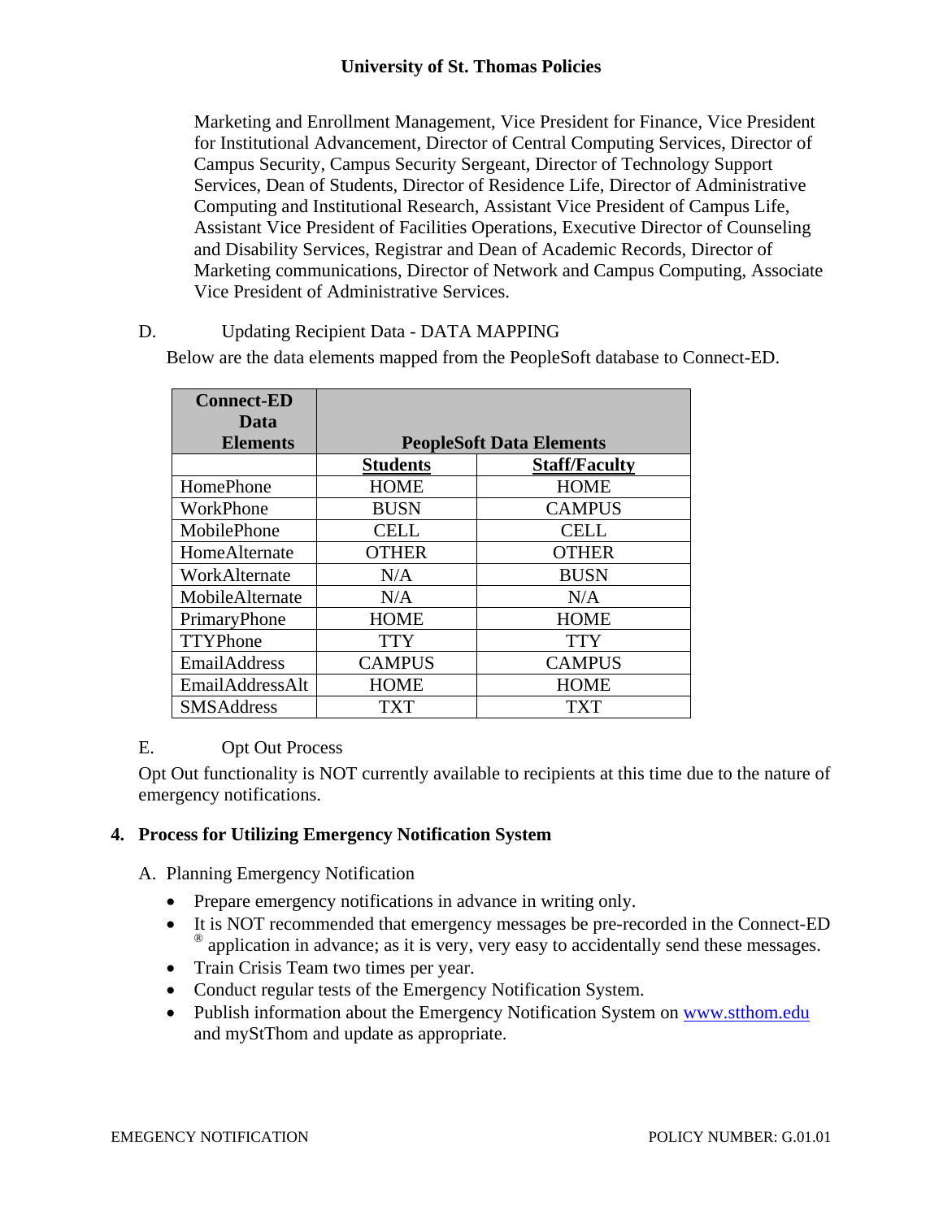Marketing and Enrollment Management, Vice President for Finance, Vice President for Institutional Advancement, Director of Central Computing Services, Director of Campus Security, Campus Security Sergeant, Director of Technology Support Services, Dean of Students, Director of Residence Life, Director of Administrative Computing and Institutional Research, Assistant Vice President of Campus Life, Assistant Vice President of Facilities Operations, Executive Director of Counseling and Disability Services, Registrar and Dean of Academic Records, Director of Marketing communications, Director of Network and Campus Computing, Associate Vice President of Administrative Services.

D. Updating Recipient Data - DATA MAPPING

Below are the data elements mapped from the PeopleSoft database to Connect-ED.

| **Connect-ED Data Elements** | **PeopleSoft Data Elements** | |
|---|---|---|
| | **Students** | **Staff/Faculty** |
| HomePhone | HOME | HOME |
| WorkPhone | BUSN | CAMPUS |
| MobilePhone | CELL | CELL |
| HomeAlternate | OTHER | OTHER |
| WorkAlternate | N/A | BUSN |
| MobileAlternate | N/A | N/A |
| PrimaryPhone | HOME | HOME |
| TTYPhone | TTY | TTY |
| EmailAddress | CAMPUS | CAMPUS |
| EmailAddressAlt | HOME | HOME |
| SMSAddress | TXT | TXT |

E. Opt Out Process

Opt Out functionality is NOT currently available to recipients at this time due to the nature of emergency notifications.

## 4. Process for Utilizing Emergency Notification System

A. Planning Emergency Notification

- Prepare emergency notifications in advance in writing only.
- It is NOT recommended that emergency messages be pre-recorded in the Connect-ED® application in advance; as it is very, very easy to accidentally send these messages.
- Train Crisis Team two times per year.
- Conduct regular tests of the Emergency Notification System.
- Publish information about the Emergency Notification System on www.stthom.edu and myStThom and update as appropriate.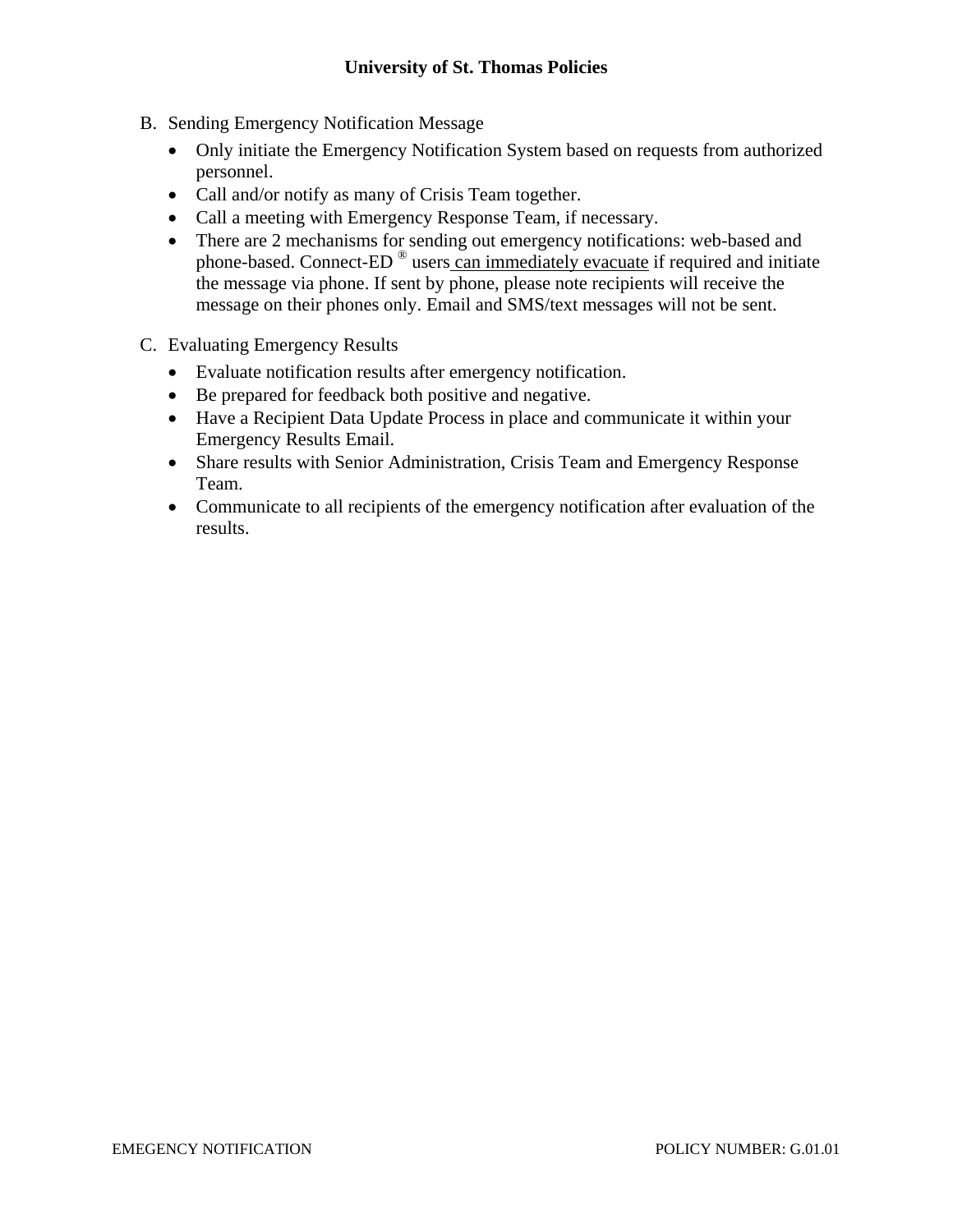B. Sending Emergency Notification Message

- Only initiate the Emergency Notification System based on requests from authorized personnel.
- Call and/or notify as many of Crisis Team together.
- Call a meeting with Emergency Response Team, if necessary.
- There are 2 mechanisms for sending out emergency notifications: web-based and phone-based. Connect-ED ® users can immediately evacuate if required and initiate the message via phone. If sent by phone, please note recipients will receive the message on their phones only. Email and SMS/text messages will not be sent.

C. Evaluating Emergency Results

- Evaluate notification results after emergency notification.
- Be prepared for feedback both positive and negative.
- Have a Recipient Data Update Process in place and communicate it within your Emergency Results Email.
- Share results with Senior Administration, Crisis Team and Emergency Response Team.
- Communicate to all recipients of the emergency notification after evaluation of the results.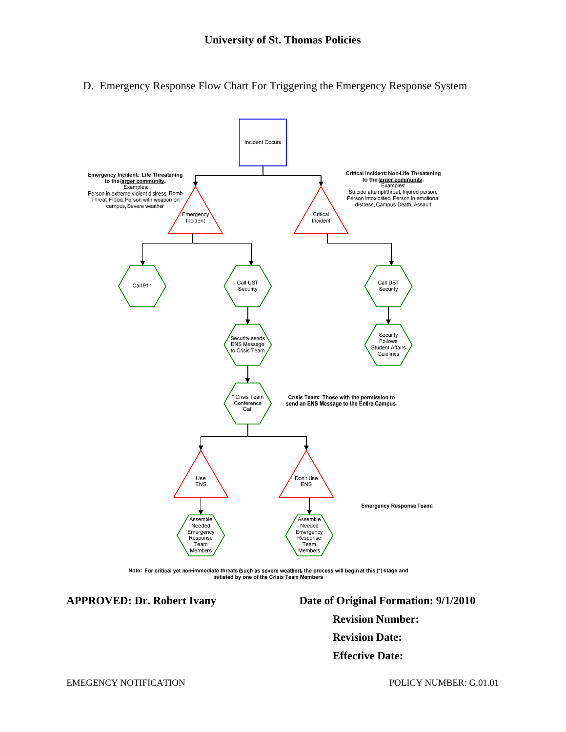D. Emergency Response Flow Chart For Triggering the Emergency Response System

Incident Occurs

**Emergency Incident: Life Threatening to the larger community.**
Examples:
Person in extreme violent distress, Bomb Threat, Flood, Person with weapon on campus, Severe weather

**Critical Incident: Non-Life Threatening to the larger community.**
Examples:
Suicide attempt/threat, Injured person, Person intoxicated, Person in emotional distress, Campus Death, Assault

Emergency Incident

Critical Incident

Call 911

Call UST Security

Call UST Security

Security sends ENS Message to Crisis Team

Security Follows Student Affairs Guidlines

* Crisis Team Conference Call

**Crisis Team: Those with the permission to send an ENS Message to the Entire Campus.**

Use ENS

Don't Use ENS

**Emergency Response Team:**

Assemble Needed Emergency Response Team Members

Assemble Needed Emergency Response Team Members

**Note: For critical yet non-immediate threats (such as severe weather), the process will begin at this (*) stage and initiated by one of the Crisis Team Members**

**APPROVED: Dr. Robert Ivany**

**Date of Original Formation: 9/1/2010**

**Revision Number:**

**Revision Date:**

**Effective Date:**